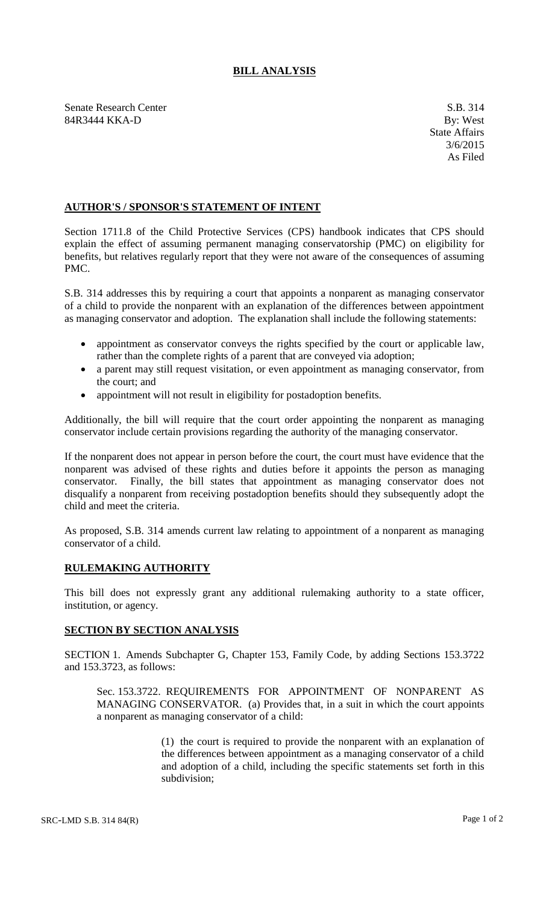# BILL ANALYSIS

Senate Research Center
84R3444 KKA-D

S.B. 314
By: West
State Affairs
3/6/2015
As Filed

## AUTHOR'S / SPONSOR'S STATEMENT OF INTENT

Section 1711.8 of the Child Protective Services (CPS) handbook indicates that CPS should explain the effect of assuming permanent managing conservatorship (PMC) on eligibility for benefits, but relatives regularly report that they were not aware of the consequences of assuming PMC.

S.B. 314 addresses this by requiring a court that appoints a nonparent as managing conservator of a child to provide the nonparent with an explanation of the differences between appointment as managing conservator and adoption. The explanation shall include the following statements:

- appointment as conservator conveys the rights specified by the court or applicable law, rather than the complete rights of a parent that are conveyed via adoption;
- a parent may still request visitation, or even appointment as managing conservator, from the court; and
- appointment will not result in eligibility for postadoption benefits.

Additionally, the bill will require that the court order appointing the nonparent as managing conservator include certain provisions regarding the authority of the managing conservator.

If the nonparent does not appear in person before the court, the court must have evidence that the nonparent was advised of these rights and duties before it appoints the person as managing conservator. Finally, the bill states that appointment as managing conservator does not disqualify a nonparent from receiving postadoption benefits should they subsequently adopt the child and meet the criteria.

As proposed, S.B. 314 amends current law relating to appointment of a nonparent as managing conservator of a child.

## RULEMAKING AUTHORITY

This bill does not expressly grant any additional rulemaking authority to a state officer, institution, or agency.

## SECTION BY SECTION ANALYSIS

SECTION 1. Amends Subchapter G, Chapter 153, Family Code, by adding Sections 153.3722 and 153.3723, as follows:

Sec. 153.3722. REQUIREMENTS FOR APPOINTMENT OF NONPARENT AS MANAGING CONSERVATOR. (a) Provides that, in a suit in which the court appoints a nonparent as managing conservator of a child:

(1) the court is required to provide the nonparent with an explanation of the differences between appointment as a managing conservator of a child and adoption of a child, including the specific statements set forth in this subdivision;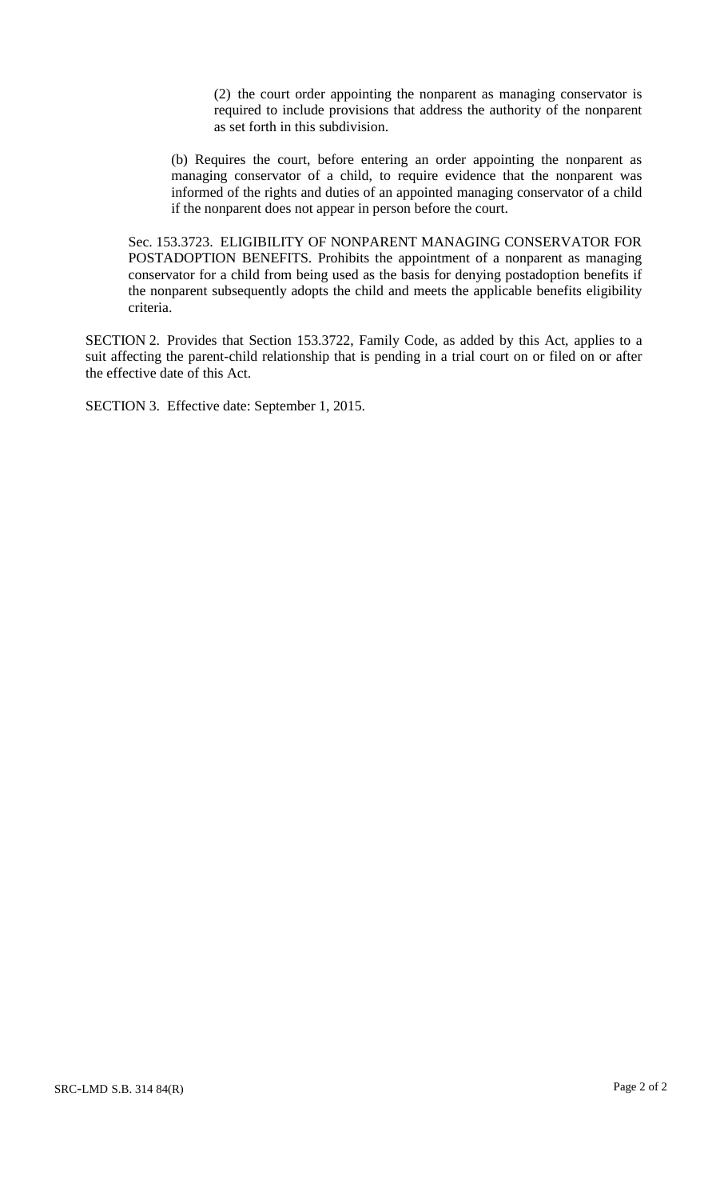(2) the court order appointing the nonparent as managing conservator is required to include provisions that address the authority of the nonparent as set forth in this subdivision.

(b) Requires the court, before entering an order appointing the nonparent as managing conservator of a child, to require evidence that the nonparent was informed of the rights and duties of an appointed managing conservator of a child if the nonparent does not appear in person before the court.

Sec. 153.3723. ELIGIBILITY OF NONPARENT MANAGING CONSERVATOR FOR POSTADOPTION BENEFITS. Prohibits the appointment of a nonparent as managing conservator for a child from being used as the basis for denying postadoption benefits if the nonparent subsequently adopts the child and meets the applicable benefits eligibility criteria.

SECTION 2. Provides that Section 153.3722, Family Code, as added by this Act, applies to a suit affecting the parent-child relationship that is pending in a trial court on or filed on or after the effective date of this Act.

SECTION 3. Effective date: September 1, 2015.